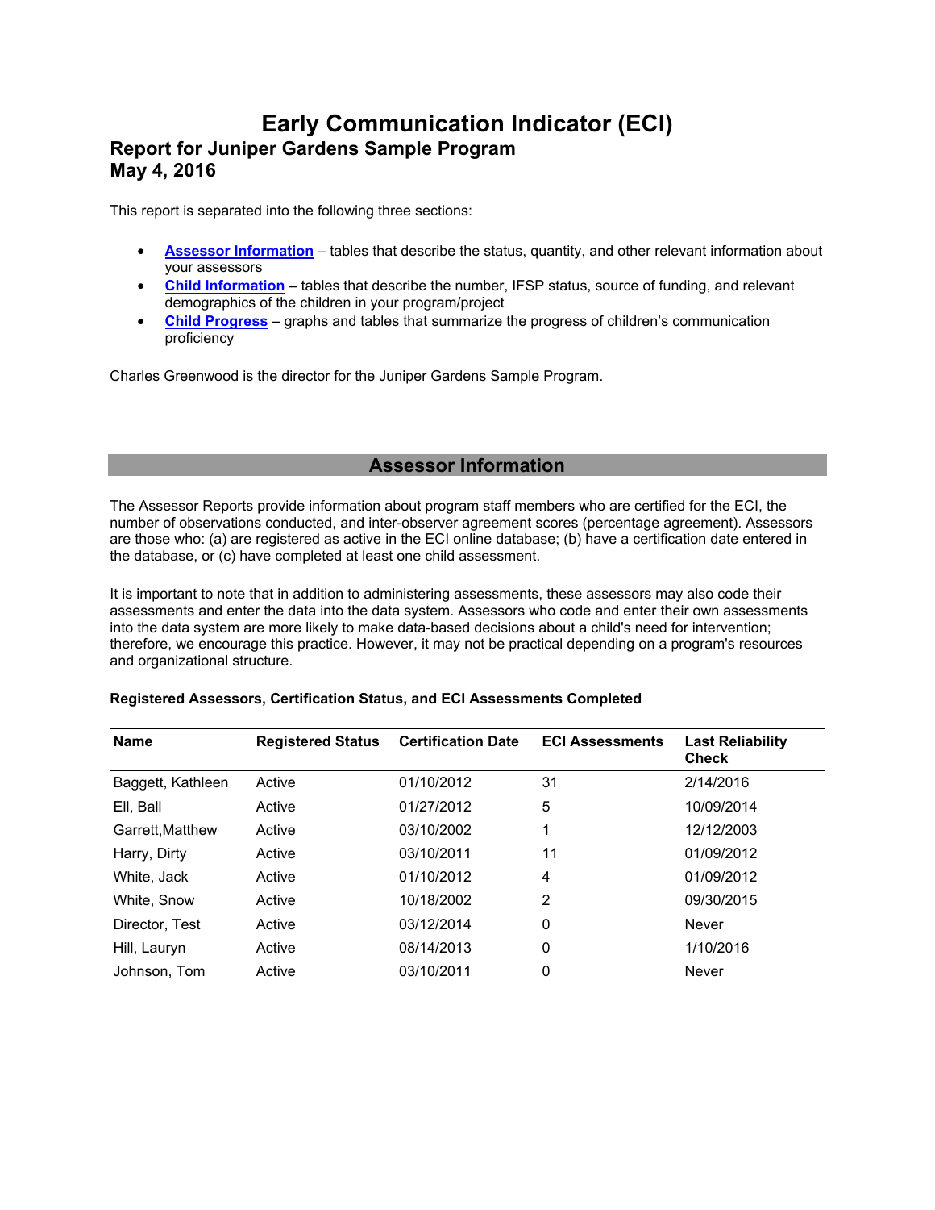# Early Communication Indicator (ECI)

## Report for Juniper Gardens Sample Program
## May 4, 2016

This report is separated into the following three sections:

- **Assessor Information** – tables that describe the status, quantity, and other relevant information about your assessors
- **Child Information –** tables that describe the number, IFSP status, source of funding, and relevant demographics of the children in your program/project
- **Child Progress** – graphs and tables that summarize the progress of children's communication proficiency

Charles Greenwood is the director for the Juniper Gardens Sample Program.

## Assessor Information

The Assessor Reports provide information about program staff members who are certified for the ECI, the number of observations conducted, and inter-observer agreement scores (percentage agreement). Assessors are those who: (a) are registered as active in the ECI online database; (b) have a certification date entered in the database, or (c) have completed at least one child assessment.

It is important to note that in addition to administering assessments, these assessors may also code their assessments and enter the data into the data system. Assessors who code and enter their own assessments into the data system are more likely to make data-based decisions about a child's need for intervention; therefore, we encourage this practice. However, it may not be practical depending on a program's resources and organizational structure.

**Registered Assessors, Certification Status, and ECI Assessments Completed**

| Name | Registered Status | Certification Date | ECI Assessments | Last Reliability Check |
|---|---|---|---|---|
| Baggett, Kathleen | Active | 01/10/2012 | 31 | 2/14/2016 |
| Ell, Ball | Active | 01/27/2012 | 5 | 10/09/2014 |
| Garrett,Matthew | Active | 03/10/2002 | 1 | 12/12/2003 |
| Harry, Dirty | Active | 03/10/2011 | 11 | 01/09/2012 |
| White, Jack | Active | 01/10/2012 | 4 | 01/09/2012 |
| White, Snow | Active | 10/18/2002 | 2 | 09/30/2015 |
| Director, Test | Active | 03/12/2014 | 0 | Never |
| Hill, Lauryn | Active | 08/14/2013 | 0 | 1/10/2016 |
| Johnson, Tom | Active | 03/10/2011 | 0 | Never |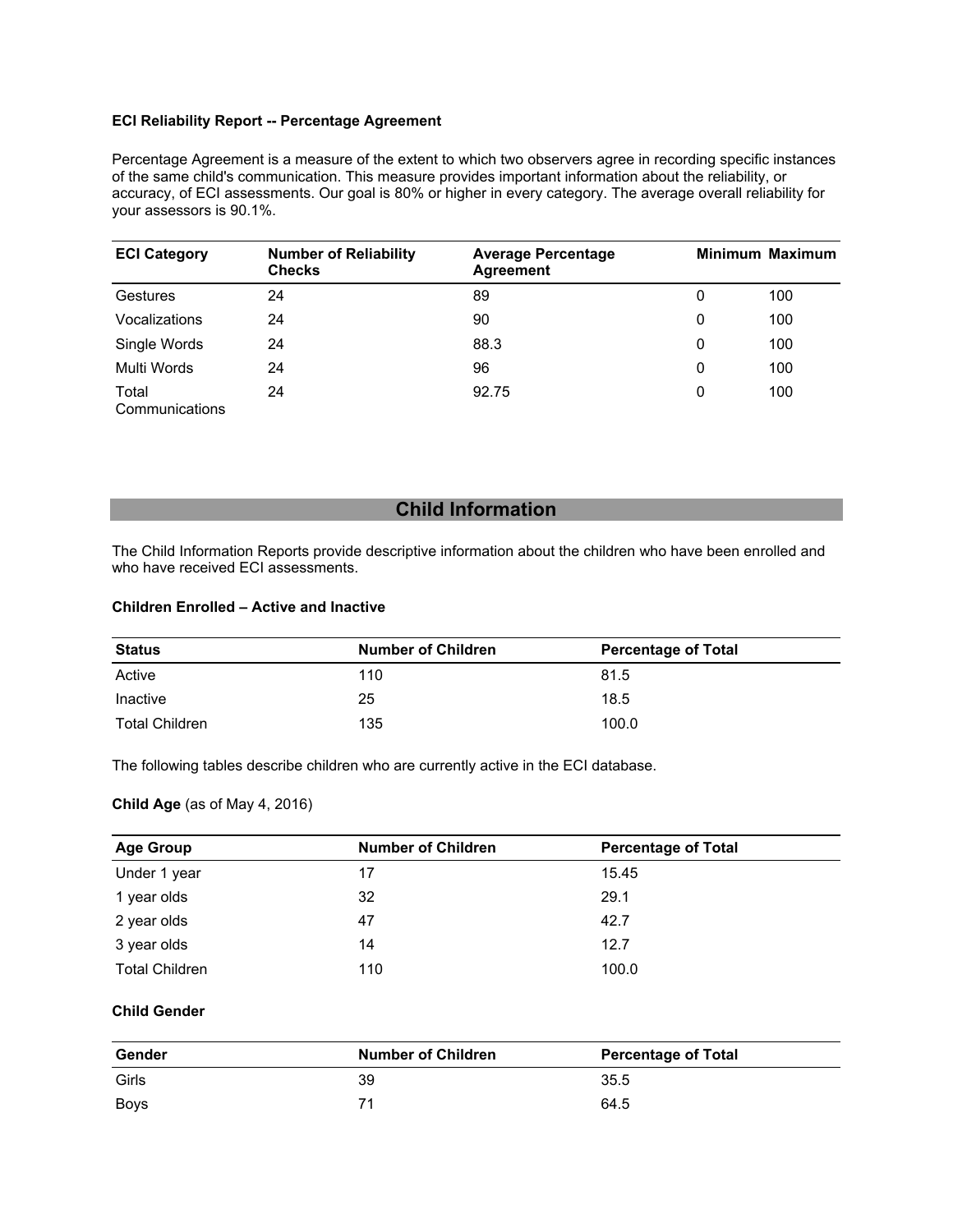**ECI Reliability Report -- Percentage Agreement**

Percentage Agreement is a measure of the extent to which two observers agree in recording specific instances of the same child's communication. This measure provides important information about the reliability, or accuracy, of ECI assessments. Our goal is 80% or higher in every category. The average overall reliability for your assessors is 90.1%.

| ECI Category | Number of Reliability Checks | Average Percentage Agreement | Minimum | Maximum |
|---|---|---|---|---|
| Gestures | 24 | 89 | 0 | 100 |
| Vocalizations | 24 | 90 | 0 | 100 |
| Single Words | 24 | 88.3 | 0 | 100 |
| Multi Words | 24 | 96 | 0 | 100 |
| Total Communications | 24 | 92.75 | 0 | 100 |

## Child Information

The Child Information Reports provide descriptive information about the children who have been enrolled and who have received ECI assessments.

**Children Enrolled – Active and Inactive**

| Status | Number of Children | Percentage of Total |
|---|---|---|
| Active | 110 | 81.5 |
| Inactive | 25 | 18.5 |
| Total Children | 135 | 100.0 |

The following tables describe children who are currently active in the ECI database.

**Child Age** (as of May 4, 2016)

| Age Group | Number of Children | Percentage of Total |
|---|---|---|
| Under 1 year | 17 | 15.45 |
| 1 year olds | 32 | 29.1 |
| 2 year olds | 47 | 42.7 |
| 3 year olds | 14 | 12.7 |
| Total Children | 110 | 100.0 |

**Child Gender**

| Gender | Number of Children | Percentage of Total |
|---|---|---|
| Girls | 39 | 35.5 |
| Boys | 71 | 64.5 |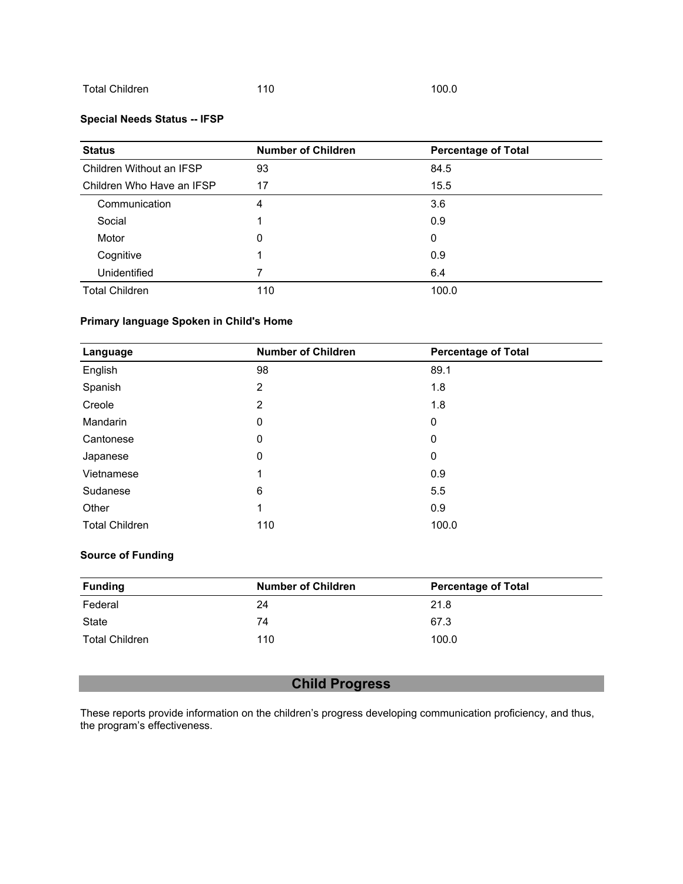| | | |
|---|---|---|
| Total Children | 110 | 100.0 |

**Special Needs Status -- IFSP**

| Status | Number of Children | Percentage of Total |
|---|---|---|
| Children Without an IFSP | 93 | 84.5 |
| Children Who Have an IFSP | 17 | 15.5 |
| Communication | 4 | 3.6 |
| Social | 1 | 0.9 |
| Motor | 0 | 0 |
| Cognitive | 1 | 0.9 |
| Unidentified | 7 | 6.4 |
| Total Children | 110 | 100.0 |

**Primary language Spoken in Child's Home**

| Language | Number of Children | Percentage of Total |
|---|---|---|
| English | 98 | 89.1 |
| Spanish | 2 | 1.8 |
| Creole | 2 | 1.8 |
| Mandarin | 0 | 0 |
| Cantonese | 0 | 0 |
| Japanese | 0 | 0 |
| Vietnamese | 1 | 0.9 |
| Sudanese | 6 | 5.5 |
| Other | 1 | 0.9 |
| Total Children | 110 | 100.0 |

**Source of Funding**

| Funding | Number of Children | Percentage of Total |
|---|---|---|
| Federal | 24 | 21.8 |
| State | 74 | 67.3 |
| Total Children | 110 | 100.0 |

## Child Progress

These reports provide information on the children's progress developing communication proficiency, and thus, the program's effectiveness.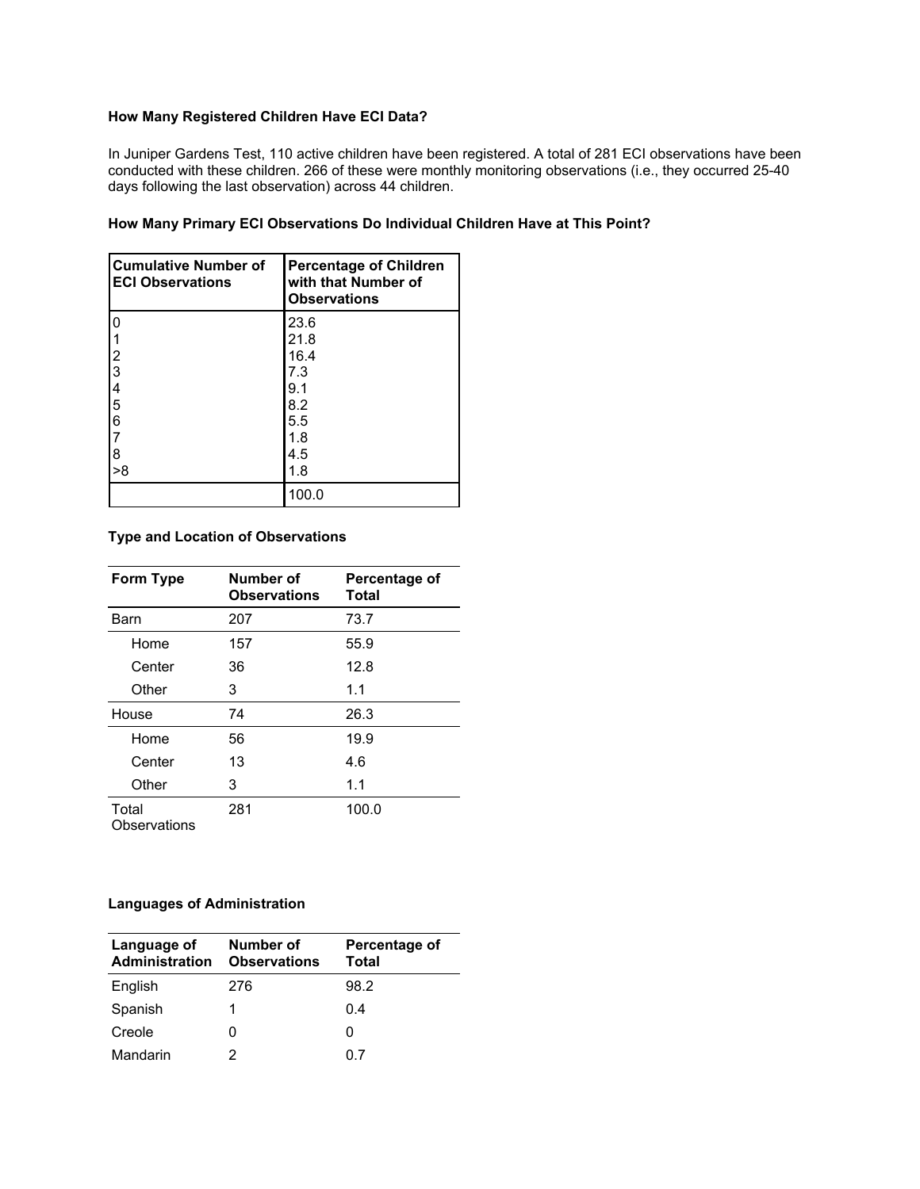### How Many Registered Children Have ECI Data?

In Juniper Gardens Test, 110 active children have been registered. A total of 281 ECI observations have been conducted with these children. 266 of these were monthly monitoring observations (i.e., they occurred 25-40 days following the last observation) across 44 children.

### How Many Primary ECI Observations Do Individual Children Have at This Point?

| Cumulative Number of ECI Observations | Percentage of Children with that Number of Observations |
|---|---|
| 0 | 23.6 |
| 1 | 21.8 |
| 2 | 16.4 |
| 3 | 7.3 |
| 4 | 9.1 |
| 5 | 8.2 |
| 6 | 5.5 |
| 7 | 1.8 |
| 8 | 4.5 |
| >8 | 1.8 |
| | 100.0 |

### Type and Location of Observations

| Form Type | Number of Observations | Percentage of Total |
|---|---|---|
| Barn | 207 | 73.7 |
| Home | 157 | 55.9 |
| Center | 36 | 12.8 |
| Other | 3 | 1.1 |
| House | 74 | 26.3 |
| Home | 56 | 19.9 |
| Center | 13 | 4.6 |
| Other | 3 | 1.1 |
| Total Observations | 281 | 100.0 |

### Languages of Administration

| Language of Administration | Number of Observations | Percentage of Total |
|---|---|---|
| English | 276 | 98.2 |
| Spanish | 1 | 0.4 |
| Creole | 0 | 0 |
| Mandarin | 2 | 0.7 |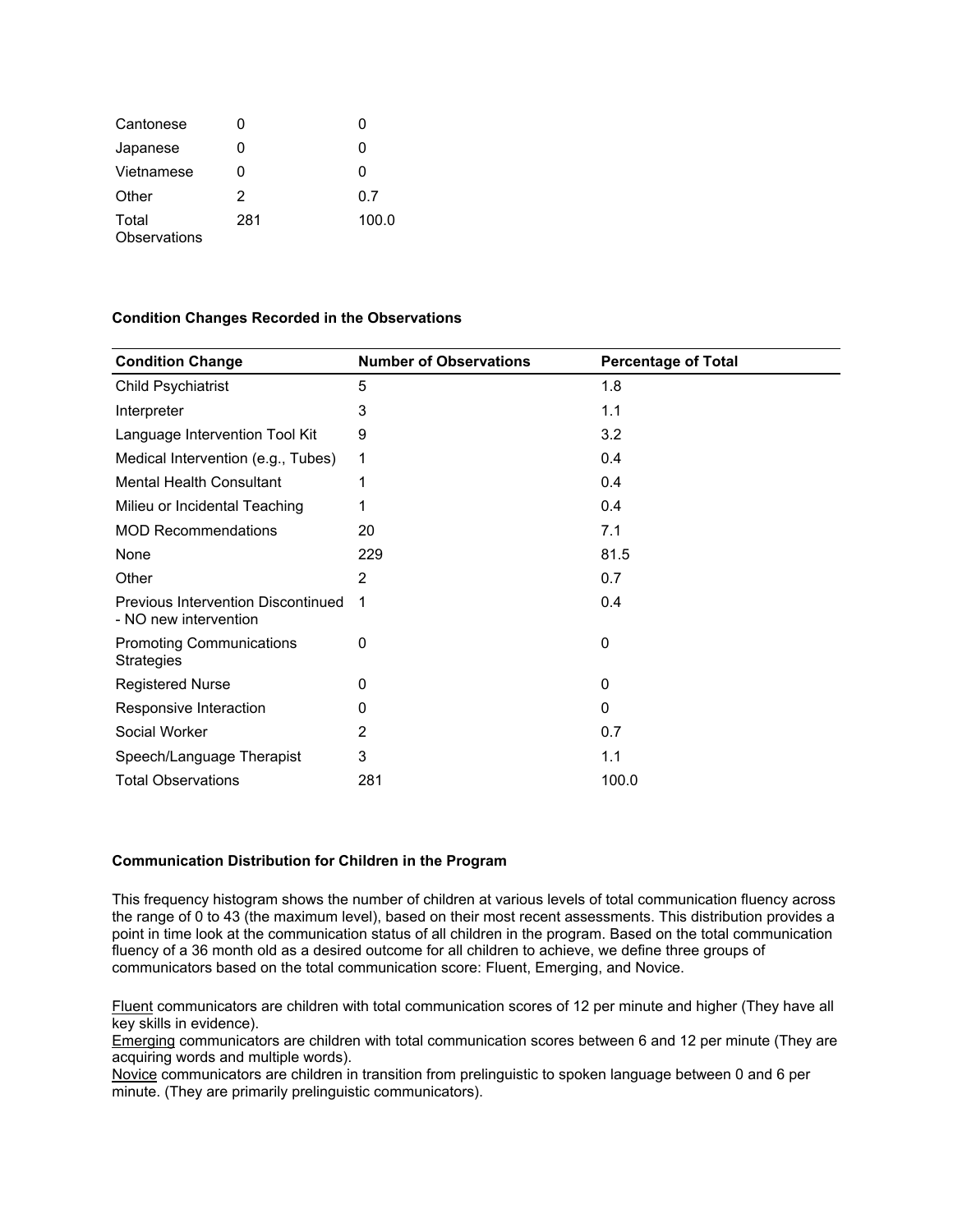| | | |
|---|---|---|
| Cantonese | 0 | 0 |
| Japanese | 0 | 0 |
| Vietnamese | 0 | 0 |
| Other | 2 | 0.7 |
| Total Observations | 281 | 100.0 |

**Condition Changes Recorded in the Observations**

| Condition Change | Number of Observations | Percentage of Total |
|---|---|---|
| Child Psychiatrist | 5 | 1.8 |
| Interpreter | 3 | 1.1 |
| Language Intervention Tool Kit | 9 | 3.2 |
| Medical Intervention (e.g., Tubes) | 1 | 0.4 |
| Mental Health Consultant | 1 | 0.4 |
| Milieu or Incidental Teaching | 1 | 0.4 |
| MOD Recommendations | 20 | 7.1 |
| None | 229 | 81.5 |
| Other | 2 | 0.7 |
| Previous Intervention Discontinued - NO new intervention | 1 | 0.4 |
| Promoting Communications Strategies | 0 | 0 |
| Registered Nurse | 0 | 0 |
| Responsive Interaction | 0 | 0 |
| Social Worker | 2 | 0.7 |
| Speech/Language Therapist | 3 | 1.1 |
| Total Observations | 281 | 100.0 |

**Communication Distribution for Children in the Program**

This frequency histogram shows the number of children at various levels of total communication fluency across the range of 0 to 43 (the maximum level), based on their most recent assessments. This distribution provides a point in time look at the communication status of all children in the program. Based on the total communication fluency of a 36 month old as a desired outcome for all children to achieve, we define three groups of communicators based on the total communication score: Fluent, Emerging, and Novice.

Fluent communicators are children with total communication scores of 12 per minute and higher (They have all key skills in evidence).
Emerging communicators are children with total communication scores between 6 and 12 per minute (They are acquiring words and multiple words).
Novice communicators are children in transition from prelinguistic to spoken language between 0 and 6 per minute. (They are primarily prelinguistic communicators).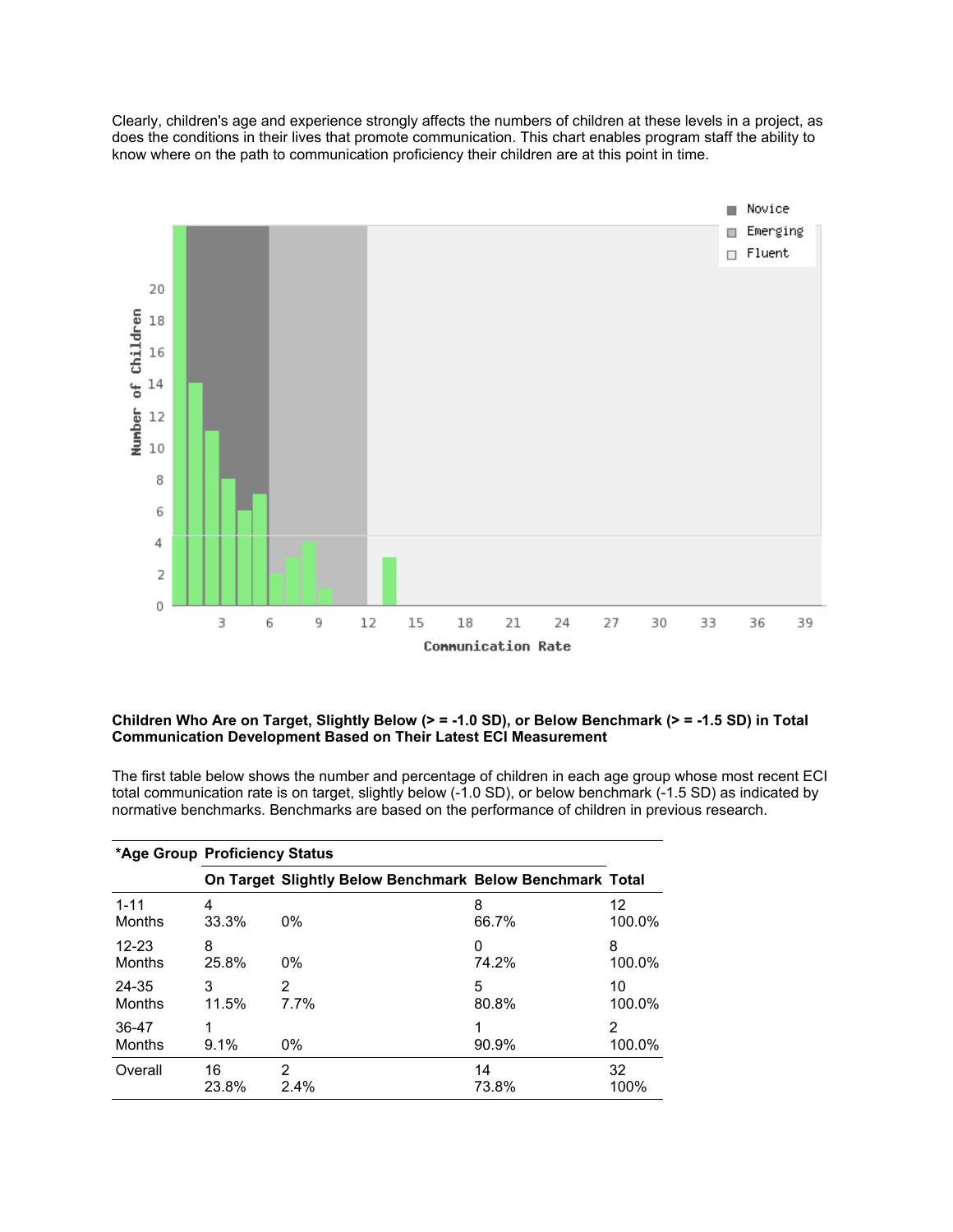Clearly, children's age and experience strongly affects the numbers of children at these levels in a project, as does the conditions in their lives that promote communication. This chart enables program staff the ability to know where on the path to communication proficiency their children are at this point in time.

**Children Who Are on Target, Slightly Below (> = -1.0 SD), or Below Benchmark (> = -1.5 SD) in Total Communication Development Based on Their Latest ECI Measurement**

The first table below shows the number and percentage of children in each age group whose most recent ECI total communication rate is on target, slightly below (-1.0 SD), or below benchmark (-1.5 SD) as indicated by normative benchmarks. Benchmarks are based on the performance of children in previous research.

| *Age Group | Proficiency Status | | | |
|---|---|---|---|---|
| | On Target | Slightly Below Benchmark | Below Benchmark | Total |
| 1-11 Months | 4<br>33.3% | 0% | 8<br>66.7% | 12<br>100.0% |
| 12-23 Months | 8<br>25.8% | 0% | 0<br>74.2% | 8<br>100.0% |
| 24-35 Months | 3<br>11.5% | 2<br>7.7% | 5<br>80.8% | 10<br>100.0% |
| 36-47 Months | 1<br>9.1% | 0% | 1<br>90.9% | 2<br>100.0% |
| Overall | 16<br>23.8% | 2<br>2.4% | 14<br>73.8% | 32<br>100% |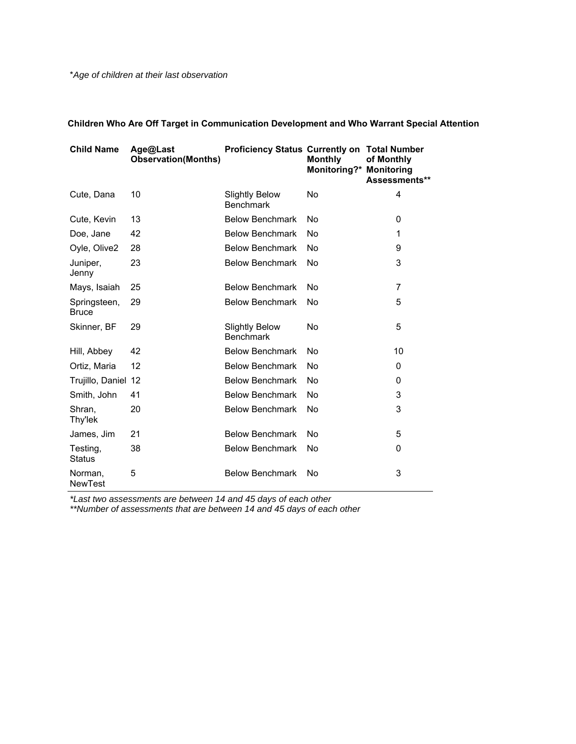*Age of children at their last observation*

**Children Who Are Off Target in Communication Development and Who Warrant Special Attention**

| Child Name | Age@Last Observation(Months) | Proficiency Status | Currently on Monthly Monitoring?* | Total Number of Monthly Monitoring Assessments** |
|---|---|---|---|---|
| Cute, Dana | 10 | Slightly Below Benchmark | No | 4 |
| Cute, Kevin | 13 | Below Benchmark | No | 0 |
| Doe, Jane | 42 | Below Benchmark | No | 1 |
| Oyle, Olive2 | 28 | Below Benchmark | No | 9 |
| Juniper, Jenny | 23 | Below Benchmark | No | 3 |
| Mays, Isaiah | 25 | Below Benchmark | No | 7 |
| Springsteen, Bruce | 29 | Below Benchmark | No | 5 |
| Skinner, BF | 29 | Slightly Below Benchmark | No | 5 |
| Hill, Abbey | 42 | Below Benchmark | No | 10 |
| Ortiz, Maria | 12 | Below Benchmark | No | 0 |
| Trujillo, Daniel | 12 | Below Benchmark | No | 0 |
| Smith, John | 41 | Below Benchmark | No | 3 |
| Shran, Thy'lek | 20 | Below Benchmark | No | 3 |
| James, Jim | 21 | Below Benchmark | No | 5 |
| Testing, Status | 38 | Below Benchmark | No | 0 |
| Norman, NewTest | 5 | Below Benchmark | No | 3 |

*\*Last two assessments are between 14 and 45 days of each other*
*\*\*Number of assessments that are between 14 and 45 days of each other*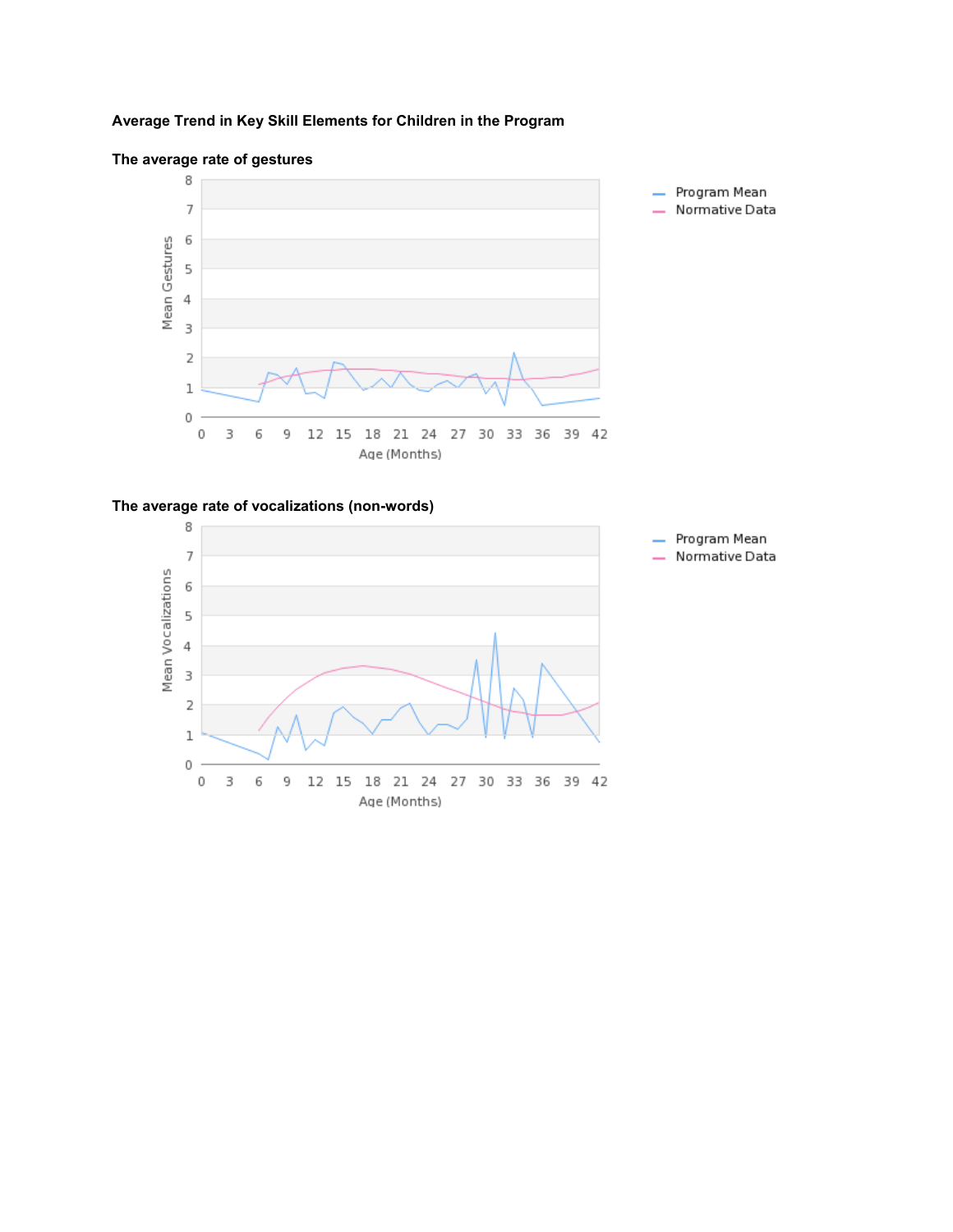**Average Trend in Key Skill Elements for Children in the Program**

**The average rate of gestures**

Mean Gestures

Age (Months)

- Program Mean
- Normative Data

**The average rate of vocalizations (non-words)**

Mean Vocalizations

Age (Months)

- Program Mean
- Normative Data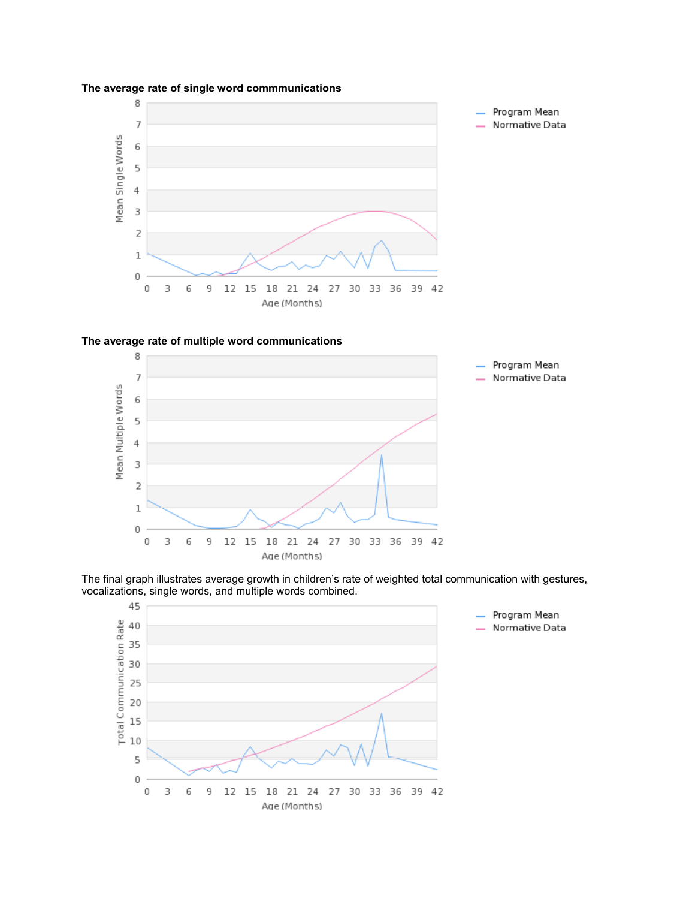**The average rate of single word commmunications**

Mean Single Words

8
7
6
5
4
3
2
1
0

0 3 6 9 12 15 18 21 24 27 30 33 36 39 42

Age (Months)

Program Mean
Normative Data

**The average rate of multiple word communications**

Mean Multiple Words

8
7
6
5
4
3
2
1
0

0 3 6 9 12 15 18 21 24 27 30 33 36 39 42

Age (Months)

Program Mean
Normative Data

The final graph illustrates average growth in children's rate of weighted total communication with gestures, vocalizations, single words, and multiple words combined.

Total Communication Rate

45
40
35
30
25
20
15
10
5
0

0 3 6 9 12 15 18 21 24 27 30 33 36 39 42

Age (Months)

Program Mean
Normative Data